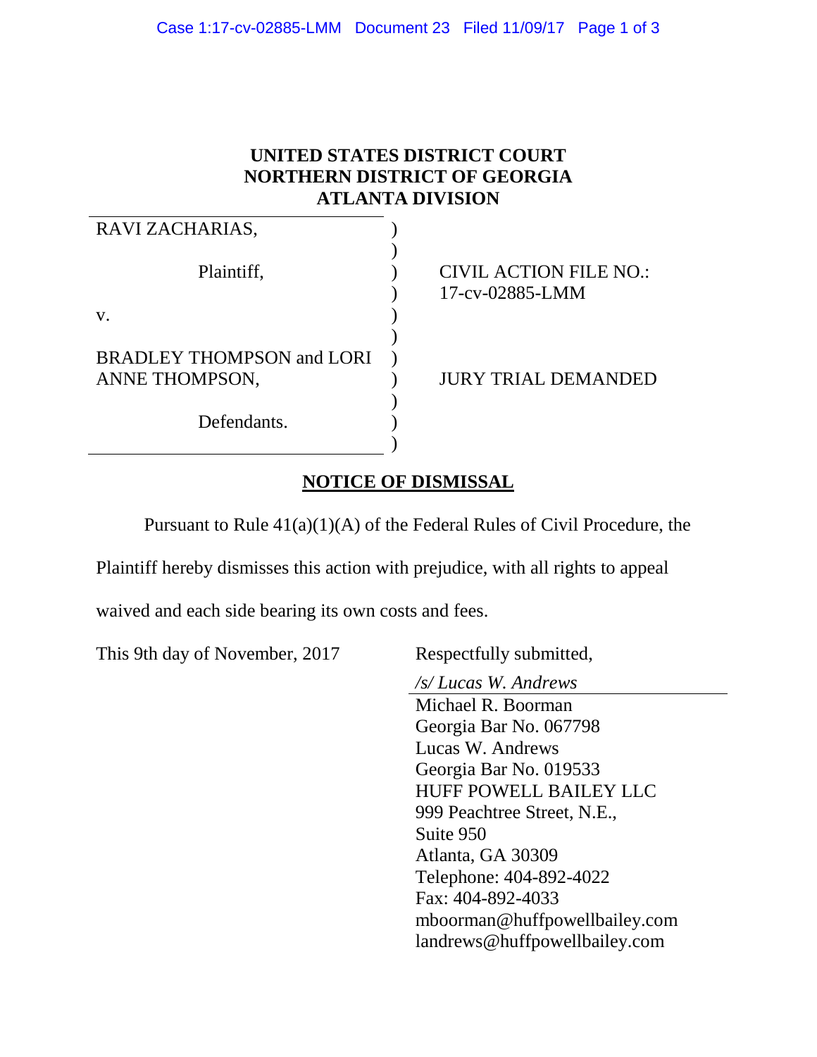**UNITED STATES DISTRICT COURT**
**NORTHERN DISTRICT OF GEORGIA**
**ATLANTA DIVISION**

RAVI ZACHARIAS,

Plaintiff,

v.

BRADLEY THOMPSON and LORI ANNE THOMPSON,

Defendants.

CIVIL ACTION FILE NO.: 17-cv-02885-LMM

JURY TRIAL DEMANDED

## NOTICE OF DISMISSAL

Pursuant to Rule 41(a)(1)(A) of the Federal Rules of Civil Procedure, the Plaintiff hereby dismisses this action with prejudice, with all rights to appeal waived and each side bearing its own costs and fees.

This 9th day of November, 2017

Respectfully submitted,

*/s/ Lucas W. Andrews*
Michael R. Boorman
Georgia Bar No. 067798
Lucas W. Andrews
Georgia Bar No. 019533
HUFF POWELL BAILEY LLC
999 Peachtree Street, N.E.,
Suite 950
Atlanta, GA 30309
Telephone: 404-892-4022
Fax: 404-892-4033
mboorman@huffpowellbailey.com
landrews@huffpowellbailey.com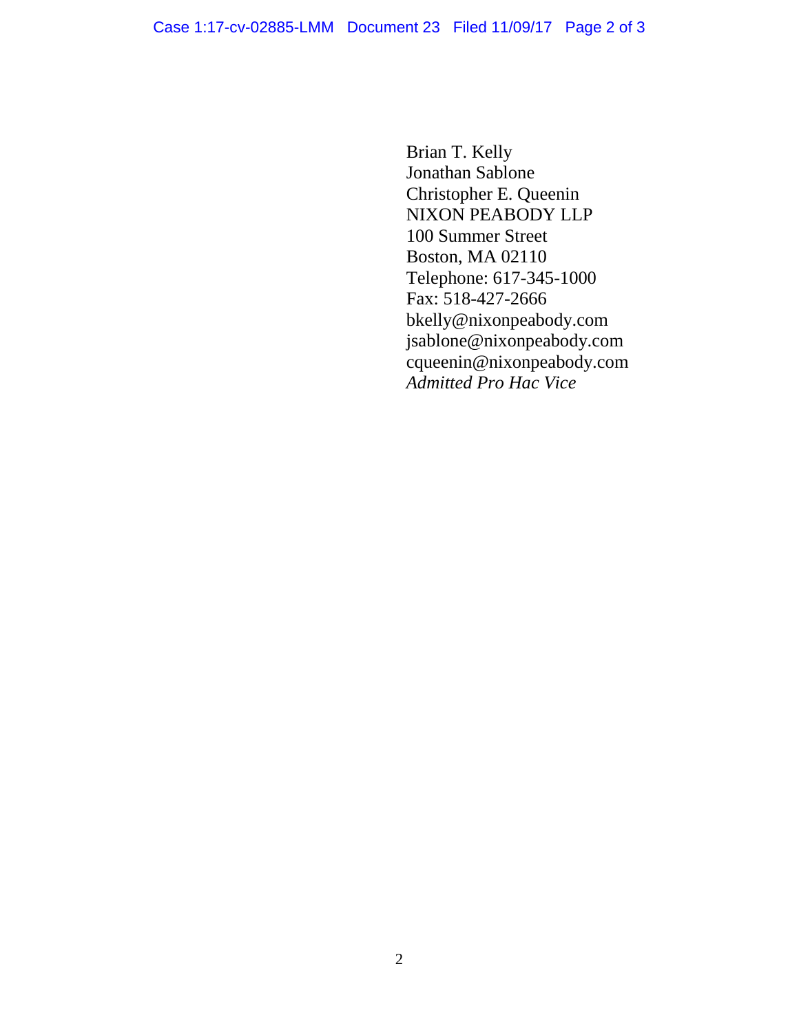Brian T. Kelly
Jonathan Sablone
Christopher E. Queenin
NIXON PEABODY LLP
100 Summer Street
Boston, MA 02110
Telephone: 617-345-1000
Fax: 518-427-2666
bkelly@nixonpeabody.com
jsablone@nixonpeabody.com
cqueenin@nixonpeabody.com
*Admitted Pro Hac Vice*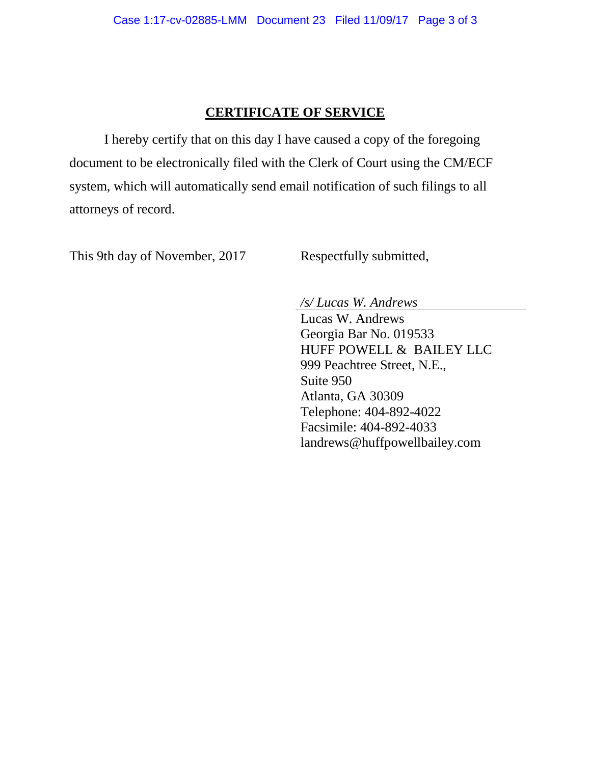## CERTIFICATE OF SERVICE

I hereby certify that on this day I have caused a copy of the foregoing document to be electronically filed with the Clerk of Court using the CM/ECF system, which will automatically send email notification of such filings to all attorneys of record.

This 9th day of November, 2017

Respectfully submitted,

*/s/ Lucas W. Andrews*
Lucas W. Andrews
Georgia Bar No. 019533
HUFF POWELL & BAILEY LLC
999 Peachtree Street, N.E.,
Suite 950
Atlanta, GA 30309
Telephone: 404-892-4022
Facsimile: 404-892-4033
landrews@huffpowellbailey.com